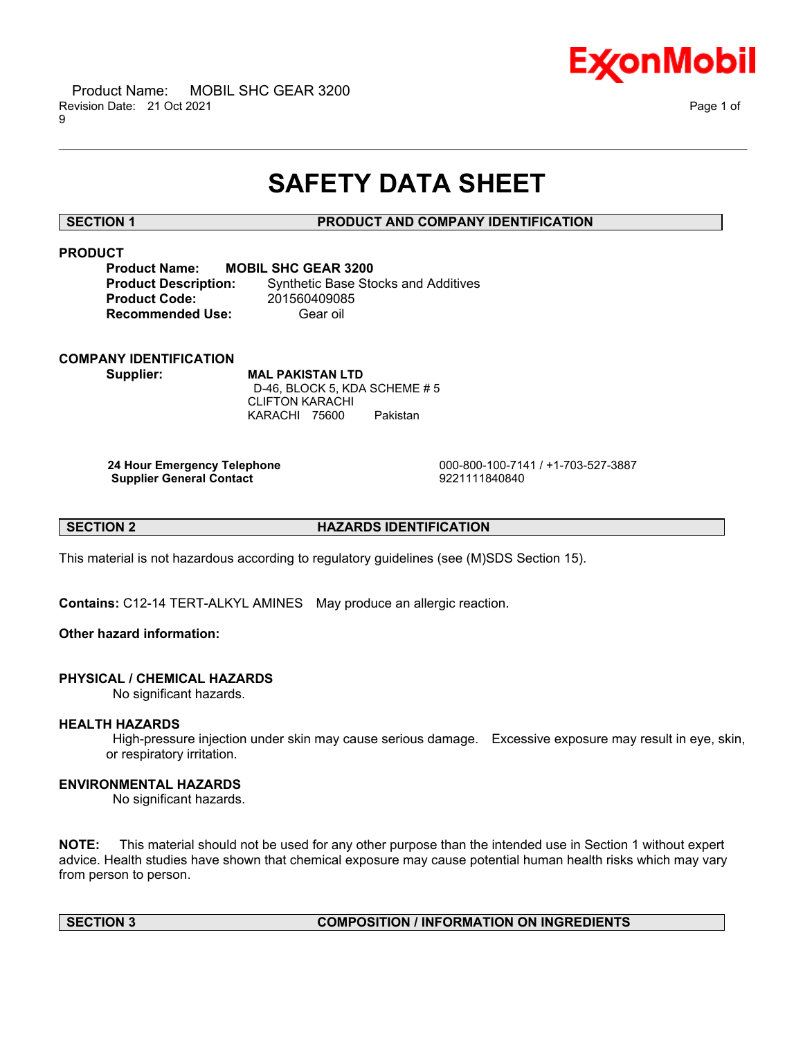# SAFETY DATA SHEET

## SECTION 1 PRODUCT AND COMPANY IDENTIFICATION

### PRODUCT

**Product Name:** **MOBIL SHC GEAR 3200**
**Product Description:** Synthetic Base Stocks and Additives
**Product Code:** 201560409085
**Recommended Use:** Gear oil

### COMPANY IDENTIFICATION

**Supplier:** **MAL PAKISTAN LTD**
D-46, BLOCK 5, KDA SCHEME # 5
CLIFTON KARACHI
KARACHI 75600 Pakistan

| | |
|---|---|
| **24 Hour Emergency Telephone** | 000-800-100-7141 / +1-703-527-3887 |
| **Supplier General Contact** | 9221111840840 |

## SECTION 2 HAZARDS IDENTIFICATION

This material is not hazardous according to regulatory guidelines (see (M)SDS Section 15).

**Contains:** C12-14 TERT-ALKYL AMINES May produce an allergic reaction.

**Other hazard information:**

### PHYSICAL / CHEMICAL HAZARDS

No significant hazards.

### HEALTH HAZARDS

High-pressure injection under skin may cause serious damage. Excessive exposure may result in eye, skin, or respiratory irritation.

### ENVIRONMENTAL HAZARDS

No significant hazards.

**NOTE:** This material should not be used for any other purpose than the intended use in Section 1 without expert advice. Health studies have shown that chemical exposure may cause potential human health risks which may vary from person to person.

## SECTION 3 COMPOSITION / INFORMATION ON INGREDIENTS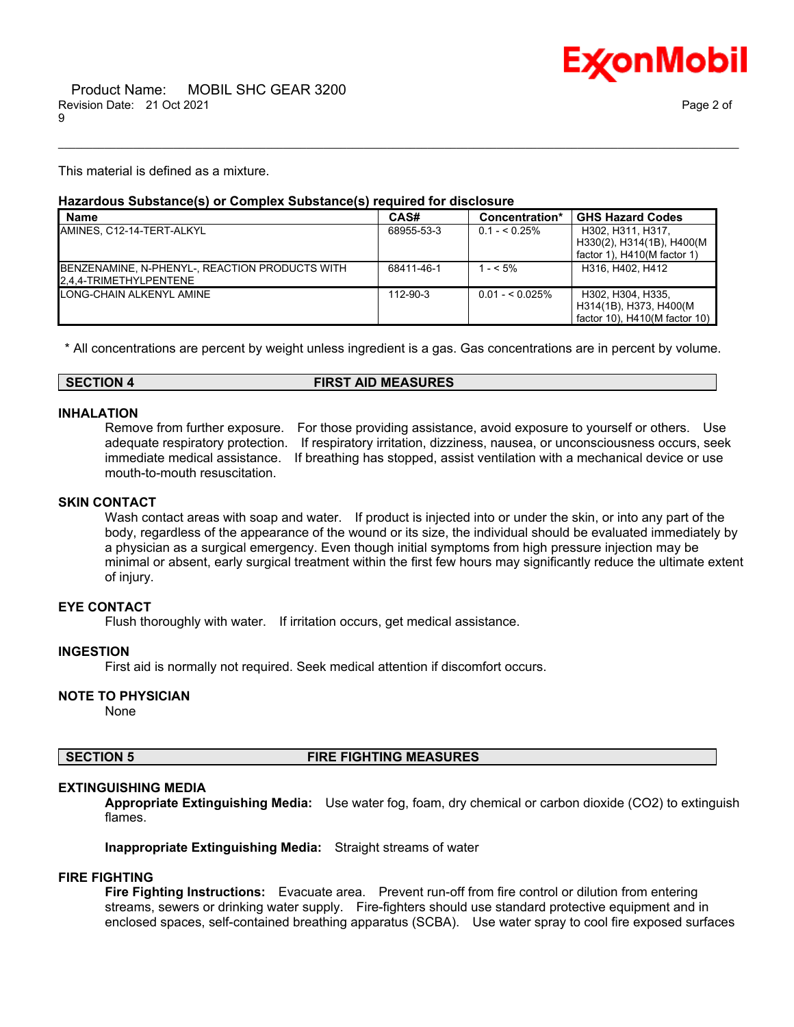This material is defined as a mixture.

**Hazardous Substance(s) or Complex Substance(s) required for disclosure**

| Name | CAS# | Concentration* | GHS Hazard Codes |
|---|---|---|---|
| AMINES, C12-14-TERT-ALKYL | 68955-53-3 | 0.1 - < 0.25% | H302, H311, H317, H330(2), H314(1B), H400(M factor 1), H410(M factor 1) |
| BENZENAMINE, N-PHENYL-, REACTION PRODUCTS WITH 2,4,4-TRIMETHYLPENTENE | 68411-46-1 | 1 - < 5% | H316, H402, H412 |
| LONG-CHAIN ALKENYL AMINE | 112-90-3 | 0.01 - < 0.025% | H302, H304, H335, H314(1B), H373, H400(M factor 10), H410(M factor 10) |

\* All concentrations are percent by weight unless ingredient is a gas. Gas concentrations are in percent by volume.

## SECTION 4 FIRST AID MEASURES

### INHALATION

Remove from further exposure. For those providing assistance, avoid exposure to yourself or others. Use adequate respiratory protection. If respiratory irritation, dizziness, nausea, or unconsciousness occurs, seek immediate medical assistance. If breathing has stopped, assist ventilation with a mechanical device or use mouth-to-mouth resuscitation.

### SKIN CONTACT

Wash contact areas with soap and water. If product is injected into or under the skin, or into any part of the body, regardless of the appearance of the wound or its size, the individual should be evaluated immediately by a physician as a surgical emergency. Even though initial symptoms from high pressure injection may be minimal or absent, early surgical treatment within the first few hours may significantly reduce the ultimate extent of injury.

### EYE CONTACT

Flush thoroughly with water. If irritation occurs, get medical assistance.

### INGESTION

First aid is normally not required. Seek medical attention if discomfort occurs.

### NOTE TO PHYSICIAN

None

## SECTION 5 FIRE FIGHTING MEASURES

### EXTINGUISHING MEDIA

**Appropriate Extinguishing Media:** Use water fog, foam, dry chemical or carbon dioxide ($CO_2$) to extinguish flames.

**Inappropriate Extinguishing Media:** Straight streams of water

### FIRE FIGHTING

**Fire Fighting Instructions:** Evacuate area. Prevent run-off from fire control or dilution from entering streams, sewers or drinking water supply. Fire-fighters should use standard protective equipment and in enclosed spaces, self-contained breathing apparatus (SCBA). Use water spray to cool fire exposed surfaces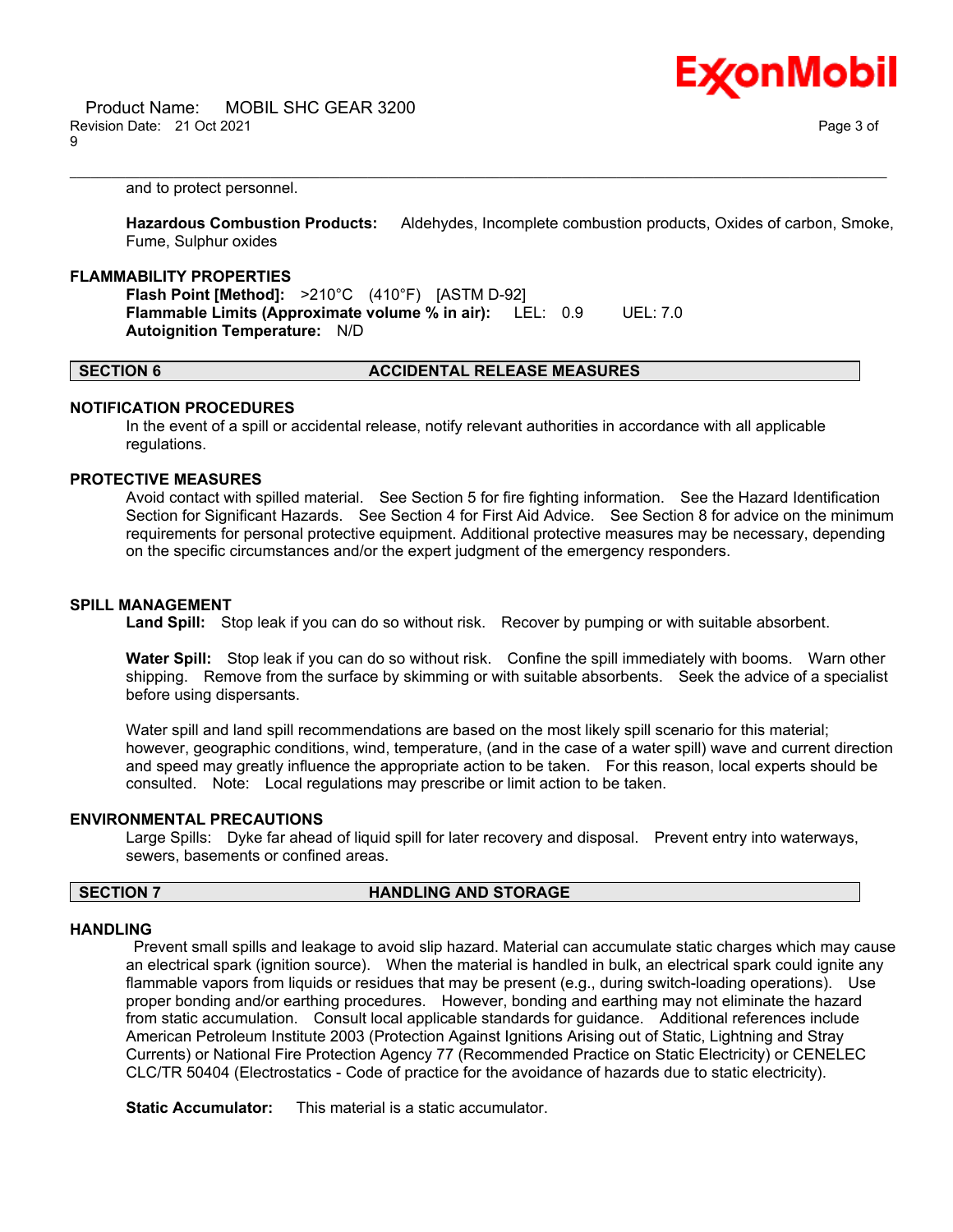and to protect personnel.

**Hazardous Combustion Products:** Aldehydes, Incomplete combustion products, Oxides of carbon, Smoke, Fume, Sulphur oxides

### FLAMMABILITY PROPERTIES

**Flash Point [Method]:** >210°C (410°F) [ASTM D-92]
**Flammable Limits (Approximate volume % in air):** LEL: 0.9 UEL: 7.0
**Autoignition Temperature:** N/D

## SECTION 6 ACCIDENTAL RELEASE MEASURES

### NOTIFICATION PROCEDURES

In the event of a spill or accidental release, notify relevant authorities in accordance with all applicable regulations.

### PROTECTIVE MEASURES

Avoid contact with spilled material. See Section 5 for fire fighting information. See the Hazard Identification Section for Significant Hazards. See Section 4 for First Aid Advice. See Section 8 for advice on the minimum requirements for personal protective equipment. Additional protective measures may be necessary, depending on the specific circumstances and/or the expert judgment of the emergency responders.

### SPILL MANAGEMENT

**Land Spill:** Stop leak if you can do so without risk. Recover by pumping or with suitable absorbent.

**Water Spill:** Stop leak if you can do so without risk. Confine the spill immediately with booms. Warn other shipping. Remove from the surface by skimming or with suitable absorbents. Seek the advice of a specialist before using dispersants.

Water spill and land spill recommendations are based on the most likely spill scenario for this material; however, geographic conditions, wind, temperature, (and in the case of a water spill) wave and current direction and speed may greatly influence the appropriate action to be taken. For this reason, local experts should be consulted. Note: Local regulations may prescribe or limit action to be taken.

### ENVIRONMENTAL PRECAUTIONS

Large Spills: Dyke far ahead of liquid spill for later recovery and disposal. Prevent entry into waterways, sewers, basements or confined areas.

## SECTION 7 HANDLING AND STORAGE

### HANDLING

Prevent small spills and leakage to avoid slip hazard. Material can accumulate static charges which may cause an electrical spark (ignition source). When the material is handled in bulk, an electrical spark could ignite any flammable vapors from liquids or residues that may be present (e.g., during switch-loading operations). Use proper bonding and/or earthing procedures. However, bonding and earthing may not eliminate the hazard from static accumulation. Consult local applicable standards for guidance. Additional references include American Petroleum Institute 2003 (Protection Against Ignitions Arising out of Static, Lightning and Stray Currents) or National Fire Protection Agency 77 (Recommended Practice on Static Electricity) or CENELEC CLC/TR 50404 (Electrostatics - Code of practice for the avoidance of hazards due to static electricity).

**Static Accumulator:** This material is a static accumulator.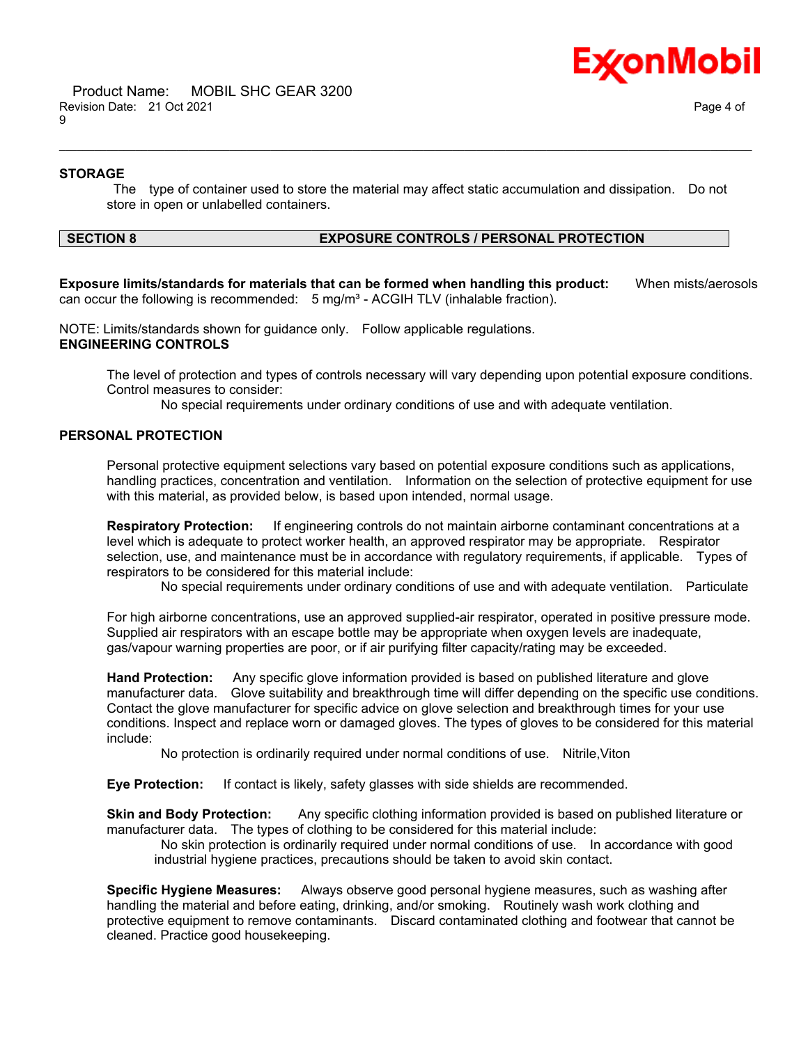### STORAGE

The type of container used to store the material may affect static accumulation and dissipation. Do not store in open or unlabelled containers.

## SECTION 8 EXPOSURE CONTROLS / PERSONAL PROTECTION

**Exposure limits/standards for materials that can be formed when handling this product:** When mists/aerosols can occur the following is recommended: 5 mg/m³ - ACGIH TLV (inhalable fraction).

NOTE: Limits/standards shown for guidance only. Follow applicable regulations.

### ENGINEERING CONTROLS

The level of protection and types of controls necessary will vary depending upon potential exposure conditions. Control measures to consider:

No special requirements under ordinary conditions of use and with adequate ventilation.

### PERSONAL PROTECTION

Personal protective equipment selections vary based on potential exposure conditions such as applications, handling practices, concentration and ventilation. Information on the selection of protective equipment for use with this material, as provided below, is based upon intended, normal usage.

**Respiratory Protection:** If engineering controls do not maintain airborne contaminant concentrations at a level which is adequate to protect worker health, an approved respirator may be appropriate. Respirator selection, use, and maintenance must be in accordance with regulatory requirements, if applicable. Types of respirators to be considered for this material include:

No special requirements under ordinary conditions of use and with adequate ventilation. Particulate

For high airborne concentrations, use an approved supplied-air respirator, operated in positive pressure mode. Supplied air respirators with an escape bottle may be appropriate when oxygen levels are inadequate, gas/vapour warning properties are poor, or if air purifying filter capacity/rating may be exceeded.

**Hand Protection:** Any specific glove information provided is based on published literature and glove manufacturer data. Glove suitability and breakthrough time will differ depending on the specific use conditions. Contact the glove manufacturer for specific advice on glove selection and breakthrough times for your use conditions. Inspect and replace worn or damaged gloves. The types of gloves to be considered for this material include:

No protection is ordinarily required under normal conditions of use. Nitrile,Viton

**Eye Protection:** If contact is likely, safety glasses with side shields are recommended.

**Skin and Body Protection:** Any specific clothing information provided is based on published literature or manufacturer data. The types of clothing to be considered for this material include:

No skin protection is ordinarily required under normal conditions of use. In accordance with good industrial hygiene practices, precautions should be taken to avoid skin contact.

**Specific Hygiene Measures:** Always observe good personal hygiene measures, such as washing after handling the material and before eating, drinking, and/or smoking. Routinely wash work clothing and protective equipment to remove contaminants. Discard contaminated clothing and footwear that cannot be cleaned. Practice good housekeeping.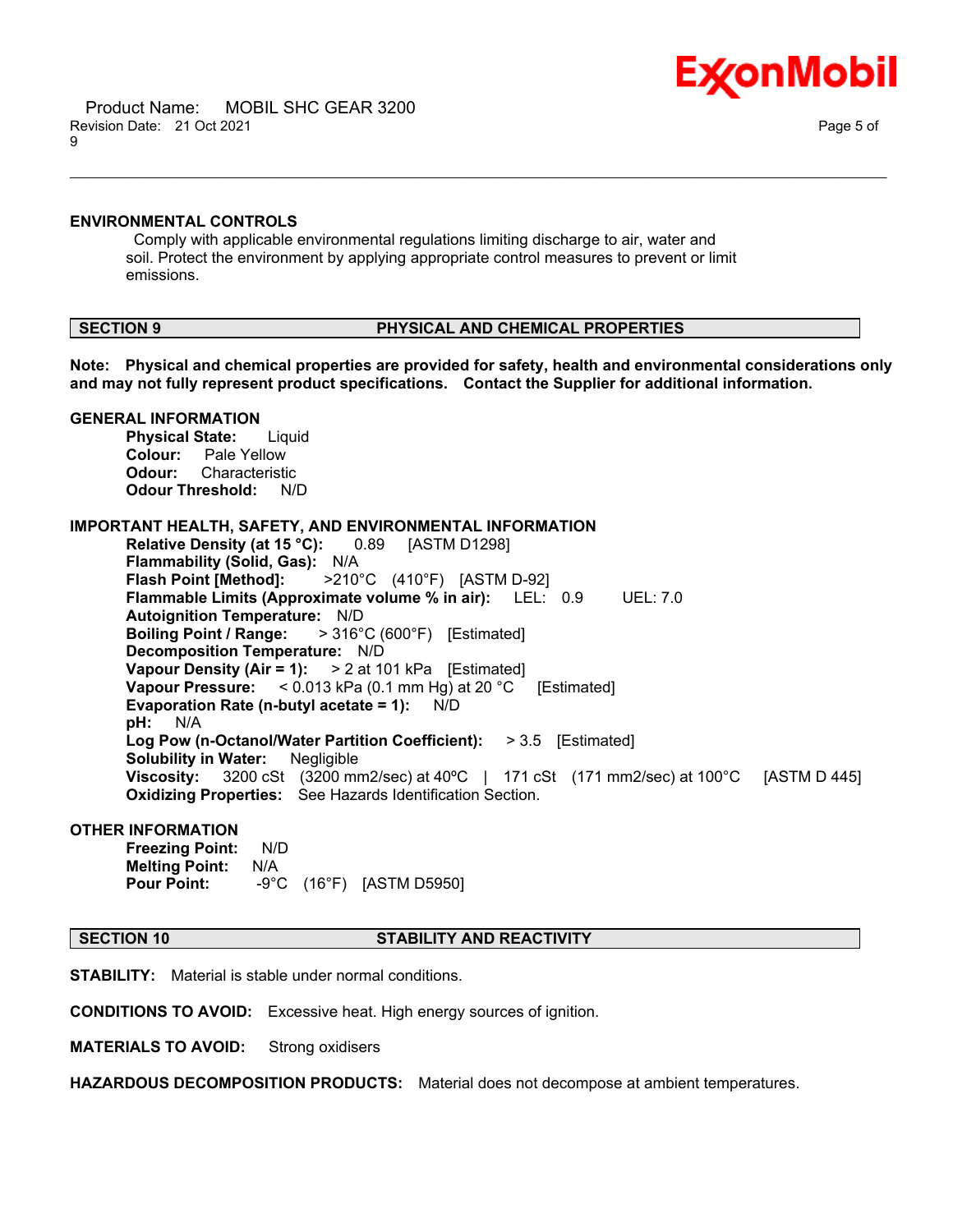### ENVIRONMENTAL CONTROLS

Comply with applicable environmental regulations limiting discharge to air, water and soil. Protect the environment by applying appropriate control measures to prevent or limit emissions.

## SECTION 9 PHYSICAL AND CHEMICAL PROPERTIES

**Note: Physical and chemical properties are provided for safety, health and environmental considerations only and may not fully represent product specifications. Contact the Supplier for additional information.**

### GENERAL INFORMATION

**Physical State:** Liquid
**Colour:** Pale Yellow
**Odour:** Characteristic
**Odour Threshold:** N/D

### IMPORTANT HEALTH, SAFETY, AND ENVIRONMENTAL INFORMATION

**Relative Density (at 15 °C):** 0.89 [ASTM D1298]
**Flammability (Solid, Gas):** N/A
**Flash Point [Method]:** >210°C (410°F) [ASTM D-92]
**Flammable Limits (Approximate volume % in air):** LEL: 0.9 UEL: 7.0
**Autoignition Temperature:** N/D
**Boiling Point / Range:** > 316°C (600°F) [Estimated]
**Decomposition Temperature:** N/D
**Vapour Density (Air = 1):** > 2 at 101 kPa [Estimated]
**Vapour Pressure:** < 0.013 kPa (0.1 mm Hg) at 20 °C [Estimated]
**Evaporation Rate (n-butyl acetate = 1):** N/D
**pH:** N/A
**Log Pow (n-Octanol/Water Partition Coefficient):** > 3.5 [Estimated]
**Solubility in Water:** Negligible
**Viscosity:** 3200 cSt (3200 mm2/sec) at 40ºC | 171 cSt (171 mm2/sec) at 100°C [ASTM D 445]
**Oxidizing Properties:** See Hazards Identification Section.

### OTHER INFORMATION

**Freezing Point:** N/D
**Melting Point:** N/A
**Pour Point:** -9°C (16°F) [ASTM D5950]

## SECTION 10 STABILITY AND REACTIVITY

**STABILITY:** Material is stable under normal conditions.

**CONDITIONS TO AVOID:** Excessive heat. High energy sources of ignition.

**MATERIALS TO AVOID:** Strong oxidisers

**HAZARDOUS DECOMPOSITION PRODUCTS:** Material does not decompose at ambient temperatures.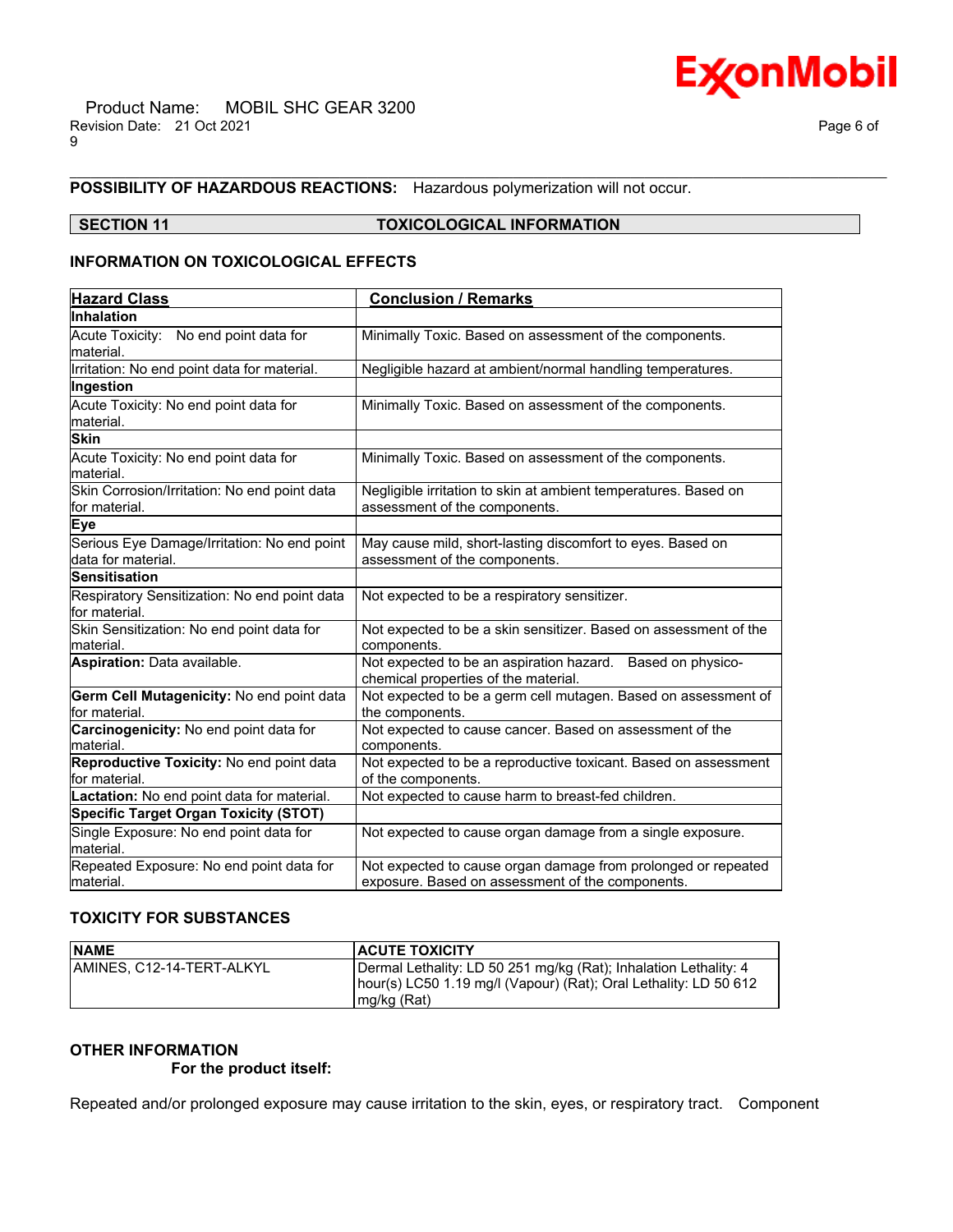**POSSIBILITY OF HAZARDOUS REACTIONS:** Hazardous polymerization will not occur.

## SECTION 11 TOXICOLOGICAL INFORMATION

### INFORMATION ON TOXICOLOGICAL EFFECTS

| Hazard Class | Conclusion / Remarks |
|---|---|
| **Inhalation** | |
| Acute Toxicity: No end point data for material. | Minimally Toxic. Based on assessment of the components. |
| Irritation: No end point data for material. | Negligible hazard at ambient/normal handling temperatures. |
| **Ingestion** | |
| Acute Toxicity: No end point data for material. | Minimally Toxic. Based on assessment of the components. |
| **Skin** | |
| Acute Toxicity: No end point data for material. | Minimally Toxic. Based on assessment of the components. |
| Skin Corrosion/Irritation: No end point data for material. | Negligible irritation to skin at ambient temperatures. Based on assessment of the components. |
| **Eye** | |
| Serious Eye Damage/Irritation: No end point data for material. | May cause mild, short-lasting discomfort to eyes. Based on assessment of the components. |
| **Sensitisation** | |
| Respiratory Sensitization: No end point data for material. | Not expected to be a respiratory sensitizer. |
| Skin Sensitization: No end point data for material. | Not expected to be a skin sensitizer. Based on assessment of the components. |
| **Aspiration:** Data available. | Not expected to be an aspiration hazard. Based on physico-chemical properties of the material. |
| **Germ Cell Mutagenicity:** No end point data for material. | Not expected to be a germ cell mutagen. Based on assessment of the components. |
| **Carcinogenicity:** No end point data for material. | Not expected to cause cancer. Based on assessment of the components. |
| **Reproductive Toxicity:** No end point data for material. | Not expected to be a reproductive toxicant. Based on assessment of the components. |
| **Lactation:** No end point data for material. | Not expected to cause harm to breast-fed children. |
| **Specific Target Organ Toxicity (STOT)** | |
| Single Exposure: No end point data for material. | Not expected to cause organ damage from a single exposure. |
| Repeated Exposure: No end point data for material. | Not expected to cause organ damage from prolonged or repeated exposure. Based on assessment of the components. |

### TOXICITY FOR SUBSTANCES

| NAME | ACUTE TOXICITY |
|---|---|
| AMINES, C12-14-TERT-ALKYL | Dermal Lethality: LD 50 251 mg/kg (Rat); Inhalation Lethality: 4 hour(s) LC50 1.19 mg/l (Vapour) (Rat); Oral Lethality: LD 50 612 mg/kg (Rat) |

### OTHER INFORMATION

**For the product itself:**

Repeated and/or prolonged exposure may cause irritation to the skin, eyes, or respiratory tract. Component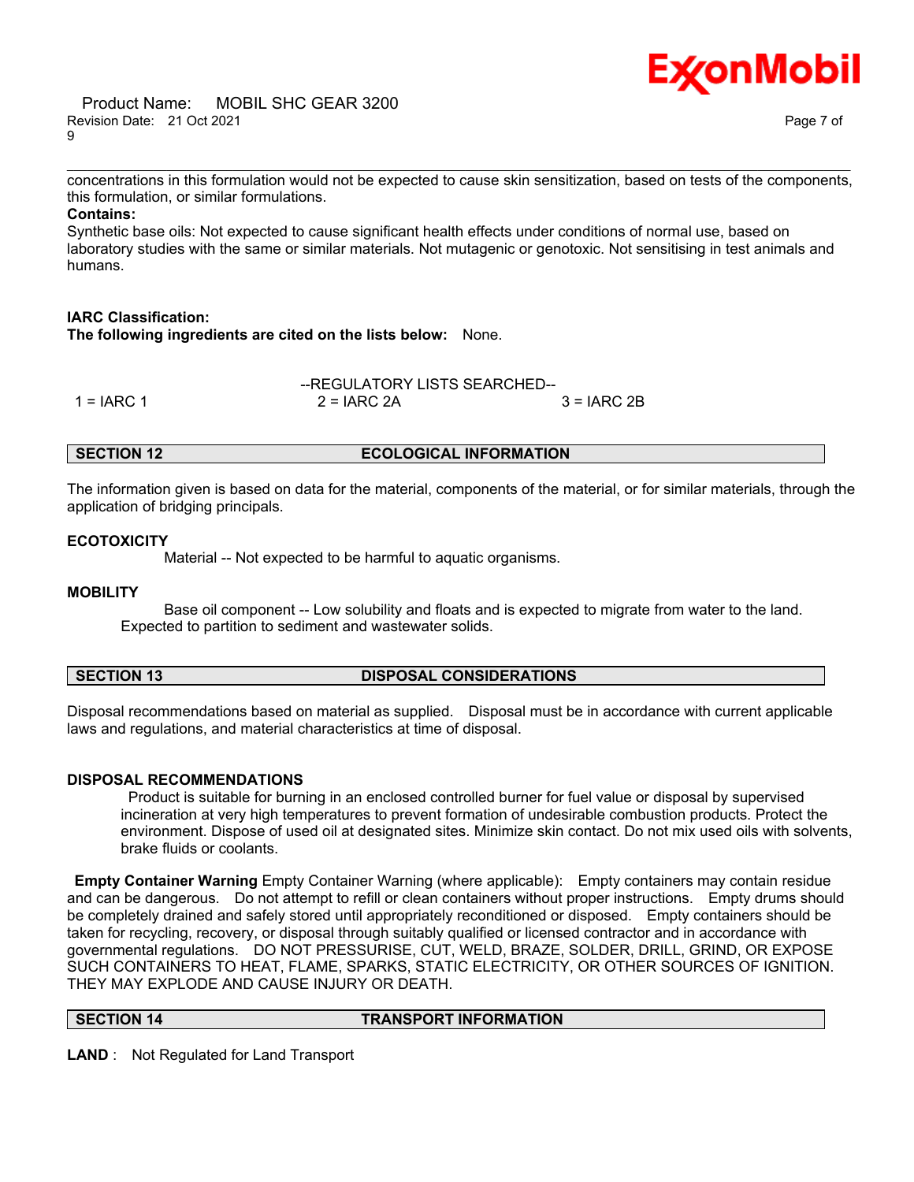concentrations in this formulation would not be expected to cause skin sensitization, based on tests of the components, this formulation, or similar formulations.

**Contains:**

Synthetic base oils: Not expected to cause significant health effects under conditions of normal use, based on laboratory studies with the same or similar materials. Not mutagenic or genotoxic. Not sensitising in test animals and humans.

**IARC Classification:**

**The following ingredients are cited on the lists below:** None.

--REGULATORY LISTS SEARCHED--

| 1 = IARC 1 | 2 = IARC 2A | 3 = IARC 2B |
|---|---|---|

## SECTION 12 ECOLOGICAL INFORMATION

The information given is based on data for the material, components of the material, or for similar materials, through the application of bridging principals.

### ECOTOXICITY

Material -- Not expected to be harmful to aquatic organisms.

### MOBILITY

Base oil component -- Low solubility and floats and is expected to migrate from water to the land. Expected to partition to sediment and wastewater solids.

## SECTION 13 DISPOSAL CONSIDERATIONS

Disposal recommendations based on material as supplied. Disposal must be in accordance with current applicable laws and regulations, and material characteristics at time of disposal.

### DISPOSAL RECOMMENDATIONS

Product is suitable for burning in an enclosed controlled burner for fuel value or disposal by supervised incineration at very high temperatures to prevent formation of undesirable combustion products. Protect the environment. Dispose of used oil at designated sites. Minimize skin contact. Do not mix used oils with solvents, brake fluids or coolants.

**Empty Container Warning** Empty Container Warning (where applicable): Empty containers may contain residue and can be dangerous. Do not attempt to refill or clean containers without proper instructions. Empty drums should be completely drained and safely stored until appropriately reconditioned or disposed. Empty containers should be taken for recycling, recovery, or disposal through suitably qualified or licensed contractor and in accordance with governmental regulations. DO NOT PRESSURISE, CUT, WELD, BRAZE, SOLDER, DRILL, GRIND, OR EXPOSE SUCH CONTAINERS TO HEAT, FLAME, SPARKS, STATIC ELECTRICITY, OR OTHER SOURCES OF IGNITION. THEY MAY EXPLODE AND CAUSE INJURY OR DEATH.

## SECTION 14 TRANSPORT INFORMATION

**LAND** : Not Regulated for Land Transport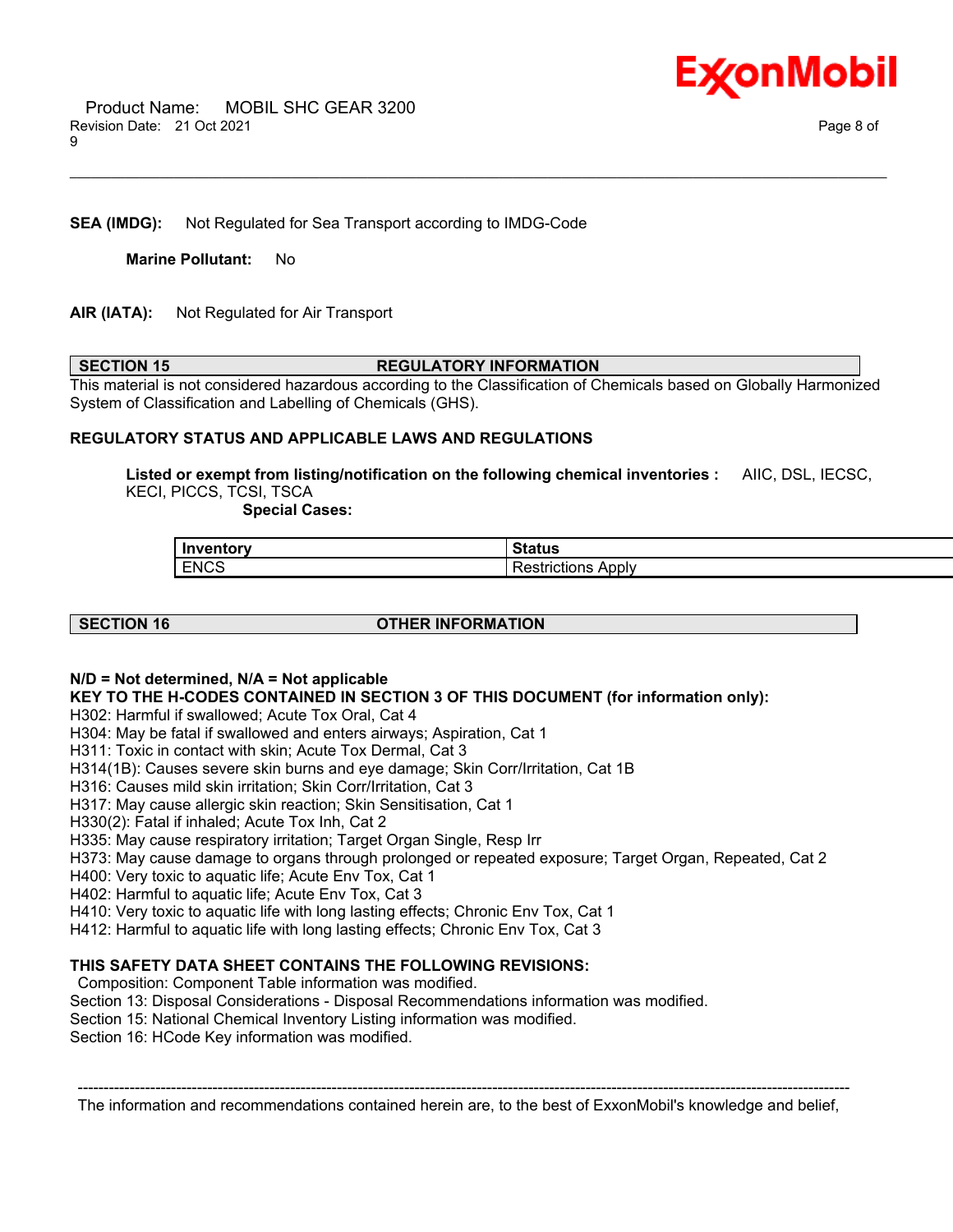**SEA (IMDG):** Not Regulated for Sea Transport according to IMDG-Code

**Marine Pollutant:** No

**AIR (IATA):** Not Regulated for Air Transport

## SECTION 15 REGULATORY INFORMATION

This material is not considered hazardous according to the Classification of Chemicals based on Globally Harmonized System of Classification and Labelling of Chemicals (GHS).

**REGULATORY STATUS AND APPLICABLE LAWS AND REGULATIONS**

**Listed or exempt from listing/notification on the following chemical inventories :** AIIC, DSL, IECSC, KECI, PICCS, TCSI, TSCA

**Special Cases:**

| Inventory | Status |
|---|---|
| ENCS | Restrictions Apply |

## SECTION 16 OTHER INFORMATION

**N/D = Not determined, N/A = Not applicable**

**KEY TO THE H-CODES CONTAINED IN SECTION 3 OF THIS DOCUMENT (for information only):**

H302: Harmful if swallowed; Acute Tox Oral, Cat 4
H304: May be fatal if swallowed and enters airways; Aspiration, Cat 1
H311: Toxic in contact with skin; Acute Tox Dermal, Cat 3
H314(1B): Causes severe skin burns and eye damage; Skin Corr/Irritation, Cat 1B
H316: Causes mild skin irritation; Skin Corr/Irritation, Cat 3
H317: May cause allergic skin reaction; Skin Sensitisation, Cat 1
H330(2): Fatal if inhaled; Acute Tox Inh, Cat 2
H335: May cause respiratory irritation; Target Organ Single, Resp Irr
H373: May cause damage to organs through prolonged or repeated exposure; Target Organ, Repeated, Cat 2
H400: Very toxic to aquatic life; Acute Env Tox, Cat 1
H402: Harmful to aquatic life; Acute Env Tox, Cat 3
H410: Very toxic to aquatic life with long lasting effects; Chronic Env Tox, Cat 1
H412: Harmful to aquatic life with long lasting effects; Chronic Env Tox, Cat 3

**THIS SAFETY DATA SHEET CONTAINS THE FOLLOWING REVISIONS:**

Composition: Component Table information was modified.
Section 13: Disposal Considerations - Disposal Recommendations information was modified.
Section 15: National Chemical Inventory Listing information was modified.
Section 16: HCode Key information was modified.

---

The information and recommendations contained herein are, to the best of ExxonMobil's knowledge and belief,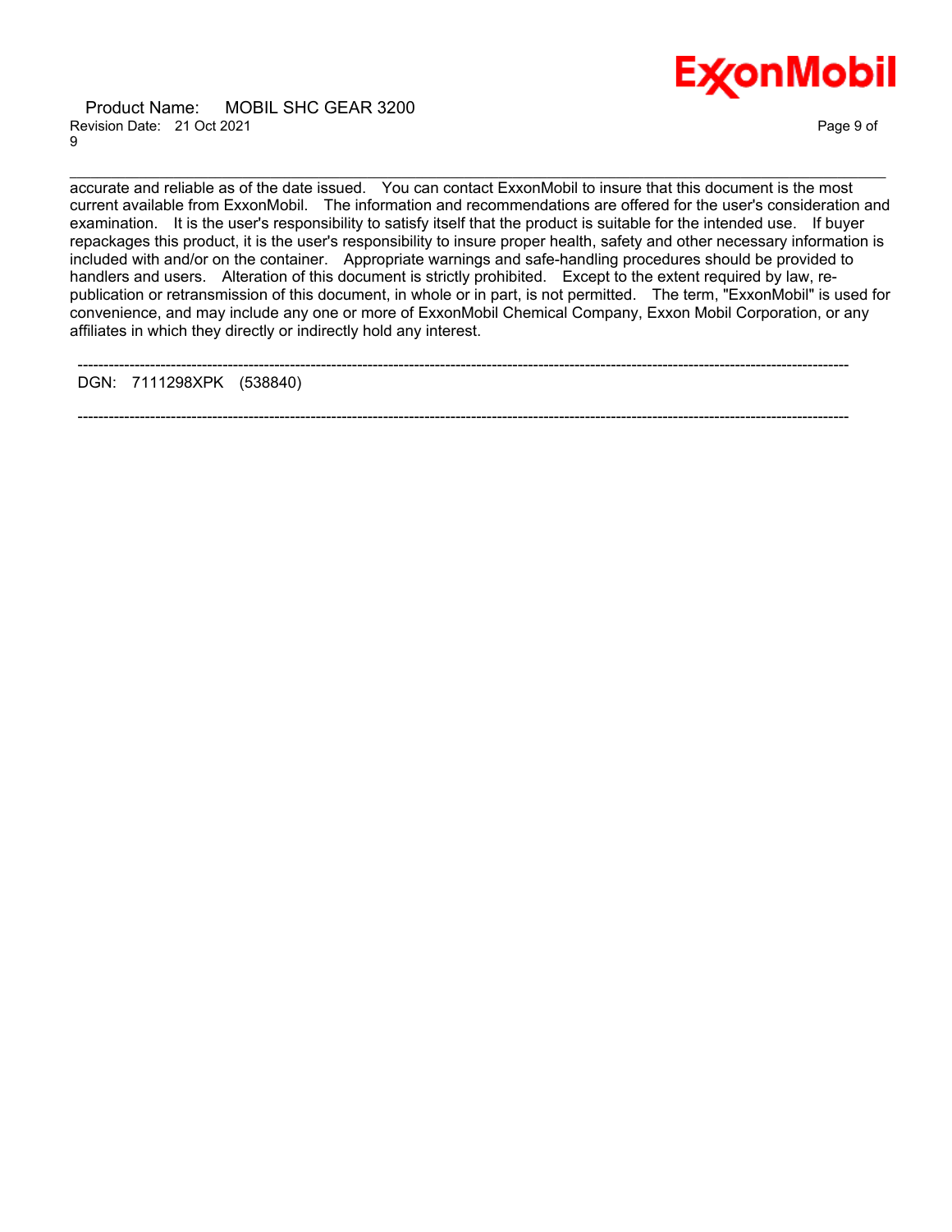accurate and reliable as of the date issued. You can contact ExxonMobil to insure that this document is the most current available from ExxonMobil. The information and recommendations are offered for the user's consideration and examination. It is the user's responsibility to satisfy itself that the product is suitable for the intended use. If buyer repackages this product, it is the user's responsibility to insure proper health, safety and other necessary information is included with and/or on the container. Appropriate warnings and safe-handling procedures should be provided to handlers and users. Alteration of this document is strictly prohibited. Except to the extent required by law, re-publication or retransmission of this document, in whole or in part, is not permitted. The term, "ExxonMobil" is used for convenience, and may include any one or more of ExxonMobil Chemical Company, Exxon Mobil Corporation, or any affiliates in which they directly or indirectly hold any interest.

---

DGN: 7111298XPK (538840)

---